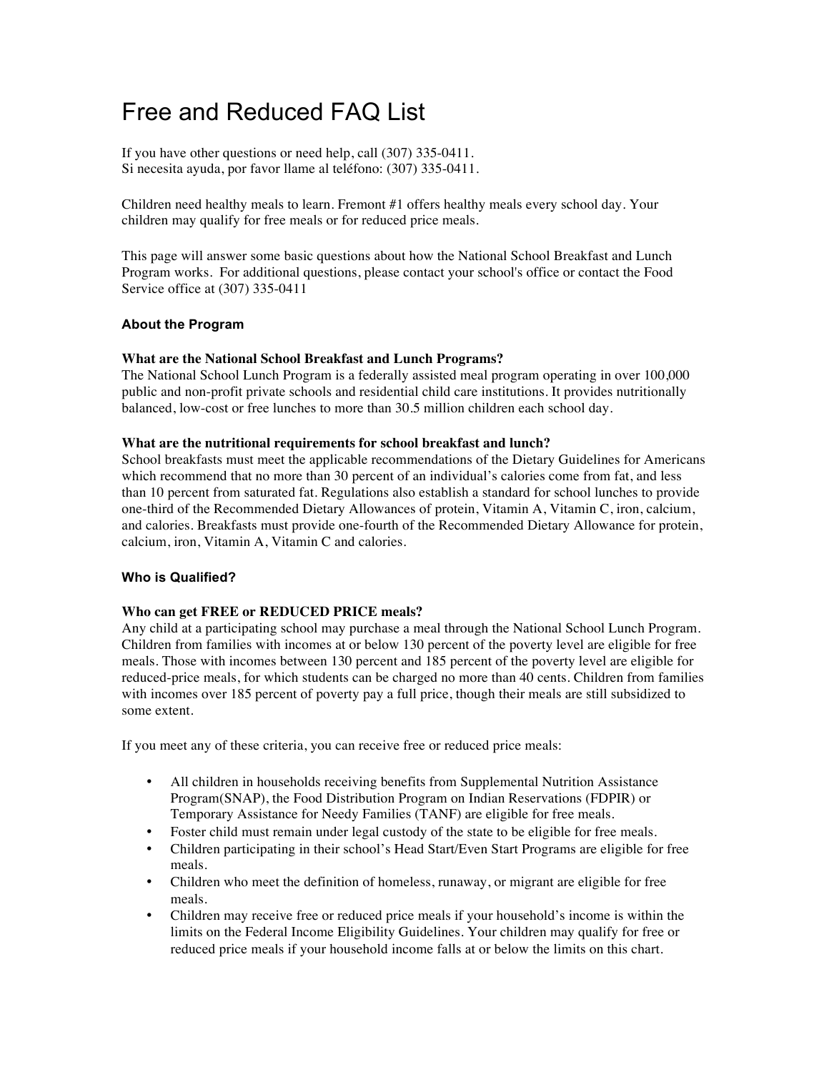# Free and Reduced FAQ List

If you have other questions or need help, call (307) 335-0411.
Si necesita ayuda, por favor llame al teléfono: (307) 335-0411.

Children need healthy meals to learn. Fremont #1 offers healthy meals every school day. Your children may qualify for free meals or for reduced price meals.

This page will answer some basic questions about how the National School Breakfast and Lunch Program works. For additional questions, please contact your school's office or contact the Food Service office at (307) 335-0411

## About the Program

**What are the National School Breakfast and Lunch Programs?**
The National School Lunch Program is a federally assisted meal program operating in over 100,000 public and non-profit private schools and residential child care institutions. It provides nutritionally balanced, low-cost or free lunches to more than 30.5 million children each school day.

**What are the nutritional requirements for school breakfast and lunch?**
School breakfasts must meet the applicable recommendations of the Dietary Guidelines for Americans which recommend that no more than 30 percent of an individual's calories come from fat, and less than 10 percent from saturated fat. Regulations also establish a standard for school lunches to provide one-third of the Recommended Dietary Allowances of protein, Vitamin A, Vitamin C, iron, calcium, and calories. Breakfasts must provide one-fourth of the Recommended Dietary Allowance for protein, calcium, iron, Vitamin A, Vitamin C and calories.

## Who is Qualified?

**Who can get FREE or REDUCED PRICE meals?**
Any child at a participating school may purchase a meal through the National School Lunch Program. Children from families with incomes at or below 130 percent of the poverty level are eligible for free meals. Those with incomes between 130 percent and 185 percent of the poverty level are eligible for reduced-price meals, for which students can be charged no more than 40 cents. Children from families with incomes over 185 percent of poverty pay a full price, though their meals are still subsidized to some extent.

If you meet any of these criteria, you can receive free or reduced price meals:

- All children in households receiving benefits from Supplemental Nutrition Assistance Program(SNAP), the Food Distribution Program on Indian Reservations (FDPIR) or Temporary Assistance for Needy Families (TANF) are eligible for free meals.
- Foster child must remain under legal custody of the state to be eligible for free meals.
- Children participating in their school's Head Start/Even Start Programs are eligible for free meals.
- Children who meet the definition of homeless, runaway, or migrant are eligible for free meals.
- Children may receive free or reduced price meals if your household's income is within the limits on the Federal Income Eligibility Guidelines. Your children may qualify for free or reduced price meals if your household income falls at or below the limits on this chart.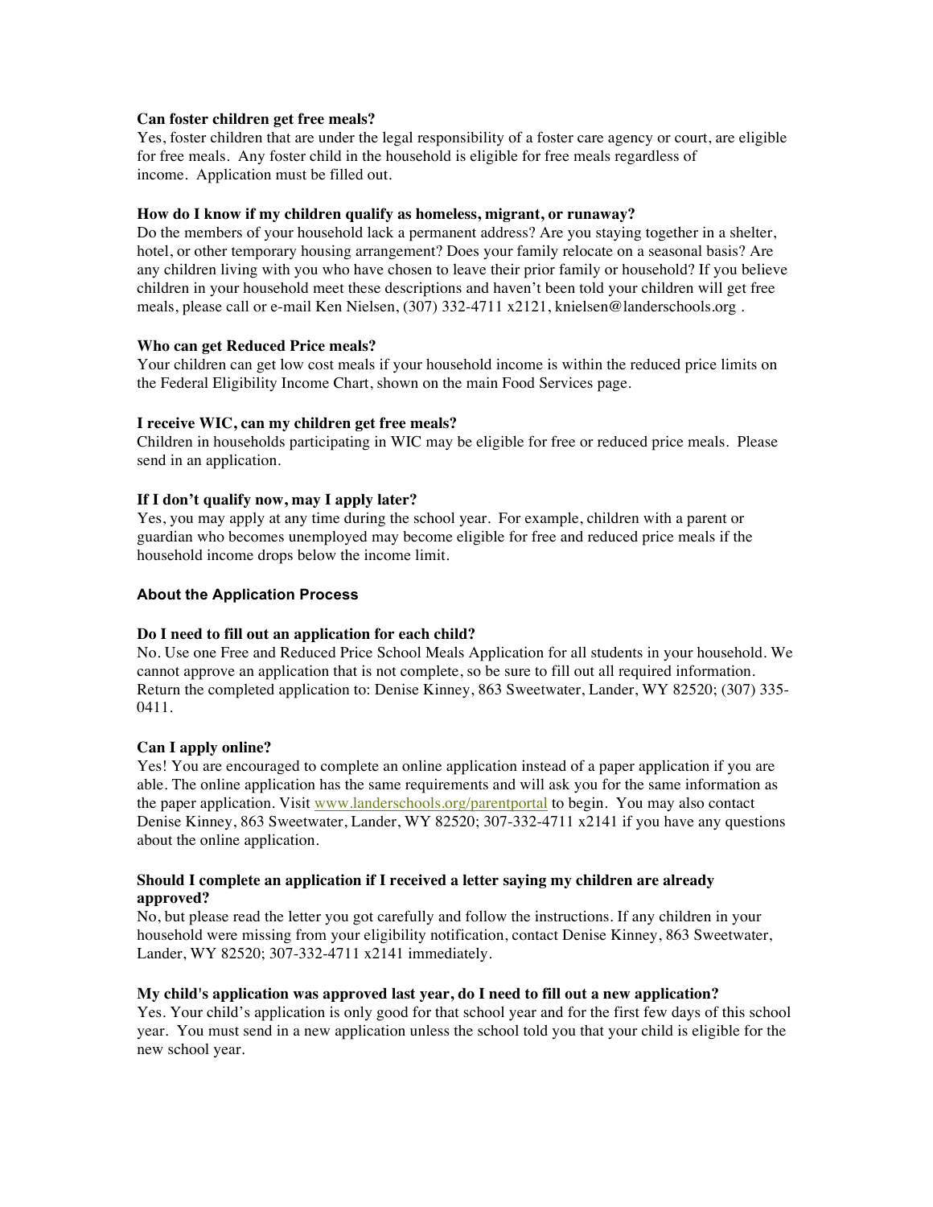**Can foster children get free meals?**

Yes, foster children that are under the legal responsibility of a foster care agency or court, are eligible for free meals. Any foster child in the household is eligible for free meals regardless of income. Application must be filled out.

**How do I know if my children qualify as homeless, migrant, or runaway?**

Do the members of your household lack a permanent address? Are you staying together in a shelter, hotel, or other temporary housing arrangement? Does your family relocate on a seasonal basis? Are any children living with you who have chosen to leave their prior family or household? If you believe children in your household meet these descriptions and haven't been told your children will get free meals, please call or e-mail Ken Nielsen, (307) 332-4711 x2121, knielsen@landerschools.org .

**Who can get Reduced Price meals?**

Your children can get low cost meals if your household income is within the reduced price limits on the Federal Eligibility Income Chart, shown on the main Food Services page.

**I receive WIC, can my children get free meals?**

Children in households participating in WIC may be eligible for free or reduced price meals. Please send in an application.

**If I don't qualify now, may I apply later?**

Yes, you may apply at any time during the school year. For example, children with a parent or guardian who becomes unemployed may become eligible for free and reduced price meals if the household income drops below the income limit.

## About the Application Process

**Do I need to fill out an application for each child?**

No. Use one Free and Reduced Price School Meals Application for all students in your household. We cannot approve an application that is not complete, so be sure to fill out all required information. Return the completed application to: Denise Kinney, 863 Sweetwater, Lander, WY 82520; (307) 335-0411.

**Can I apply online?**

Yes! You are encouraged to complete an online application instead of a paper application if you are able. The online application has the same requirements and will ask you for the same information as the paper application. Visit [www.landerschools.org/parentportal](www.landerschools.org/parentportal) to begin. You may also contact Denise Kinney, 863 Sweetwater, Lander, WY 82520; 307-332-4711 x2141 if you have any questions about the online application.

**Should I complete an application if I received a letter saying my children are already approved?**

No, but please read the letter you got carefully and follow the instructions. If any children in your household were missing from your eligibility notification, contact Denise Kinney, 863 Sweetwater, Lander, WY 82520; 307-332-4711 x2141 immediately.

**My child's application was approved last year, do I need to fill out a new application?**

Yes. Your child's application is only good for that school year and for the first few days of this school year. You must send in a new application unless the school told you that your child is eligible for the new school year.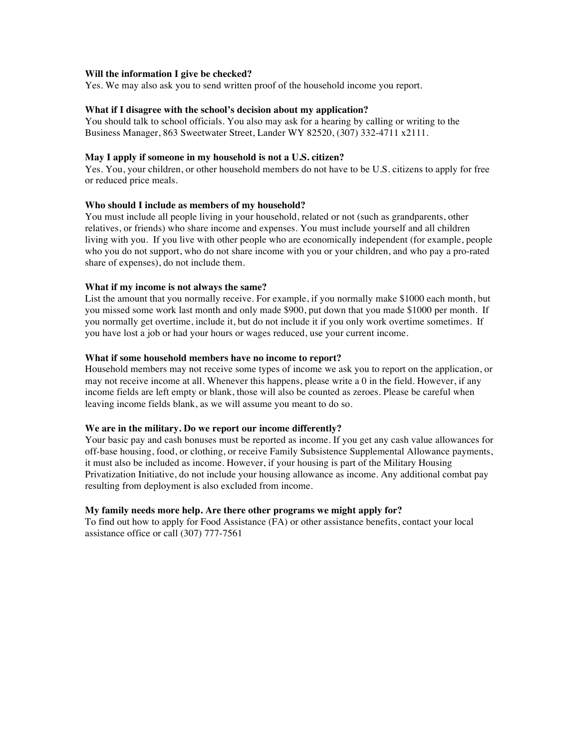**Will the information I give be checked?**
Yes. We may also ask you to send written proof of the household income you report.

**What if I disagree with the school's decision about my application?**
You should talk to school officials. You also may ask for a hearing by calling or writing to the Business Manager, 863 Sweetwater Street, Lander WY 82520, (307) 332-4711 x2111.

**May I apply if someone in my household is not a U.S. citizen?**
Yes. You, your children, or other household members do not have to be U.S. citizens to apply for free or reduced price meals.

**Who should I include as members of my household?**
You must include all people living in your household, related or not (such as grandparents, other relatives, or friends) who share income and expenses. You must include yourself and all children living with you. If you live with other people who are economically independent (for example, people who you do not support, who do not share income with you or your children, and who pay a pro-rated share of expenses), do not include them.

**What if my income is not always the same?**
List the amount that you normally receive. For example, if you normally make $1000 each month, but you missed some work last month and only made $900, put down that you made $1000 per month. If you normally get overtime, include it, but do not include it if you only work overtime sometimes. If you have lost a job or had your hours or wages reduced, use your current income.

**What if some household members have no income to report?**
Household members may not receive some types of income we ask you to report on the application, or may not receive income at all. Whenever this happens, please write a 0 in the field. However, if any income fields are left empty or blank, those will also be counted as zeroes. Please be careful when leaving income fields blank, as we will assume you meant to do so.

**We are in the military. Do we report our income differently?**
Your basic pay and cash bonuses must be reported as income. If you get any cash value allowances for off-base housing, food, or clothing, or receive Family Subsistence Supplemental Allowance payments, it must also be included as income. However, if your housing is part of the Military Housing Privatization Initiative, do not include your housing allowance as income. Any additional combat pay resulting from deployment is also excluded from income.

**My family needs more help. Are there other programs we might apply for?**
To find out how to apply for Food Assistance (FA) or other assistance benefits, contact your local assistance office or call (307) 777-7561